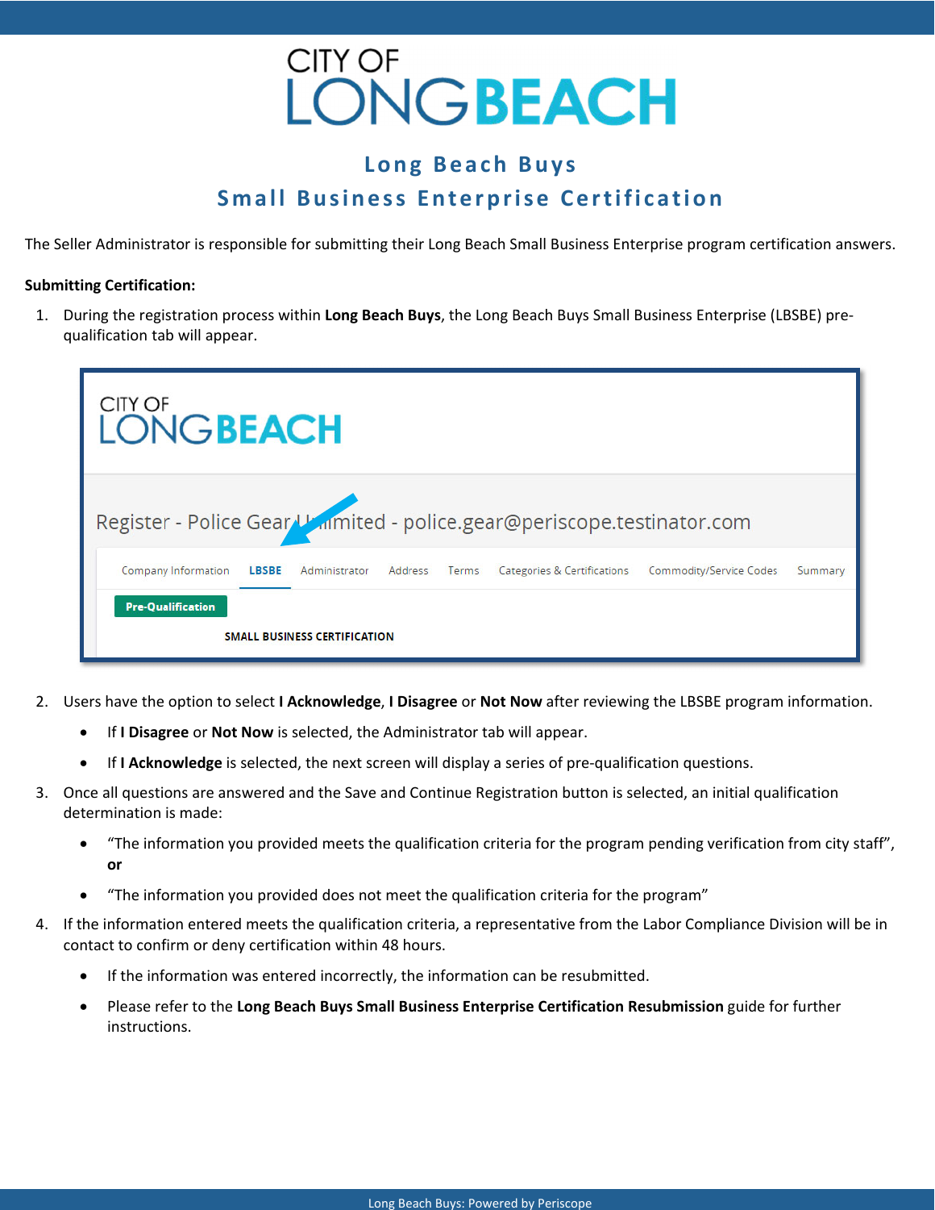# CITY OF LONG BEACH

## Long Beach Buys
## Small Business Enterprise Certification

The Seller Administrator is responsible for submitting their Long Beach Small Business Enterprise program certification answers.

**Submitting Certification:**

1. During the registration process within **Long Beach Buys**, the Long Beach Buys Small Business Enterprise (LBSBE) pre-qualification tab will appear.

2. Users have the option to select **I Acknowledge**, **I Disagree** or **Not Now** after reviewing the LBSBE program information.
   - If **I Disagree** or **Not Now** is selected, the Administrator tab will appear.
   - If **I Acknowledge** is selected, the next screen will display a series of pre-qualification questions.

3. Once all questions are answered and the Save and Continue Registration button is selected, an initial qualification determination is made:
   - "The information you provided meets the qualification criteria for the program pending verification from city staff", **or**
   - "The information you provided does not meet the qualification criteria for the program"

4. If the information entered meets the qualification criteria, a representative from the Labor Compliance Division will be in contact to confirm or deny certification within 48 hours.
   - If the information was entered incorrectly, the information can be resubmitted.
   - Please refer to the **Long Beach Buys Small Business Enterprise Certification Resubmission** guide for further instructions.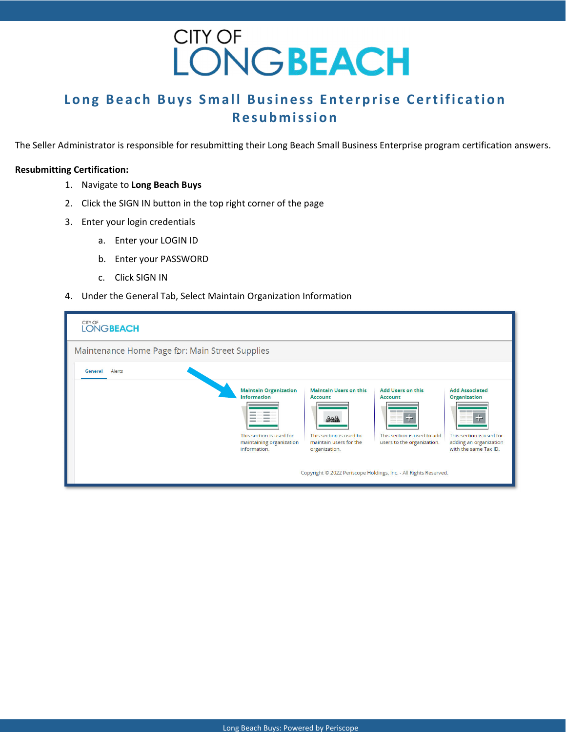# CITY OF LONG BEACH

## Long Beach Buys Small Business Enterprise Certification Resubmission

The Seller Administrator is responsible for resubmitting their Long Beach Small Business Enterprise program certification answers.

**Resubmitting Certification:**

1. Navigate to **Long Beach Buys**
2. Click the SIGN IN button in the top right corner of the page
3. Enter your login credentials
   a. Enter your LOGIN ID
   b. Enter your PASSWORD
   c. Click SIGN IN
4. Under the General Tab, Select Maintain Organization Information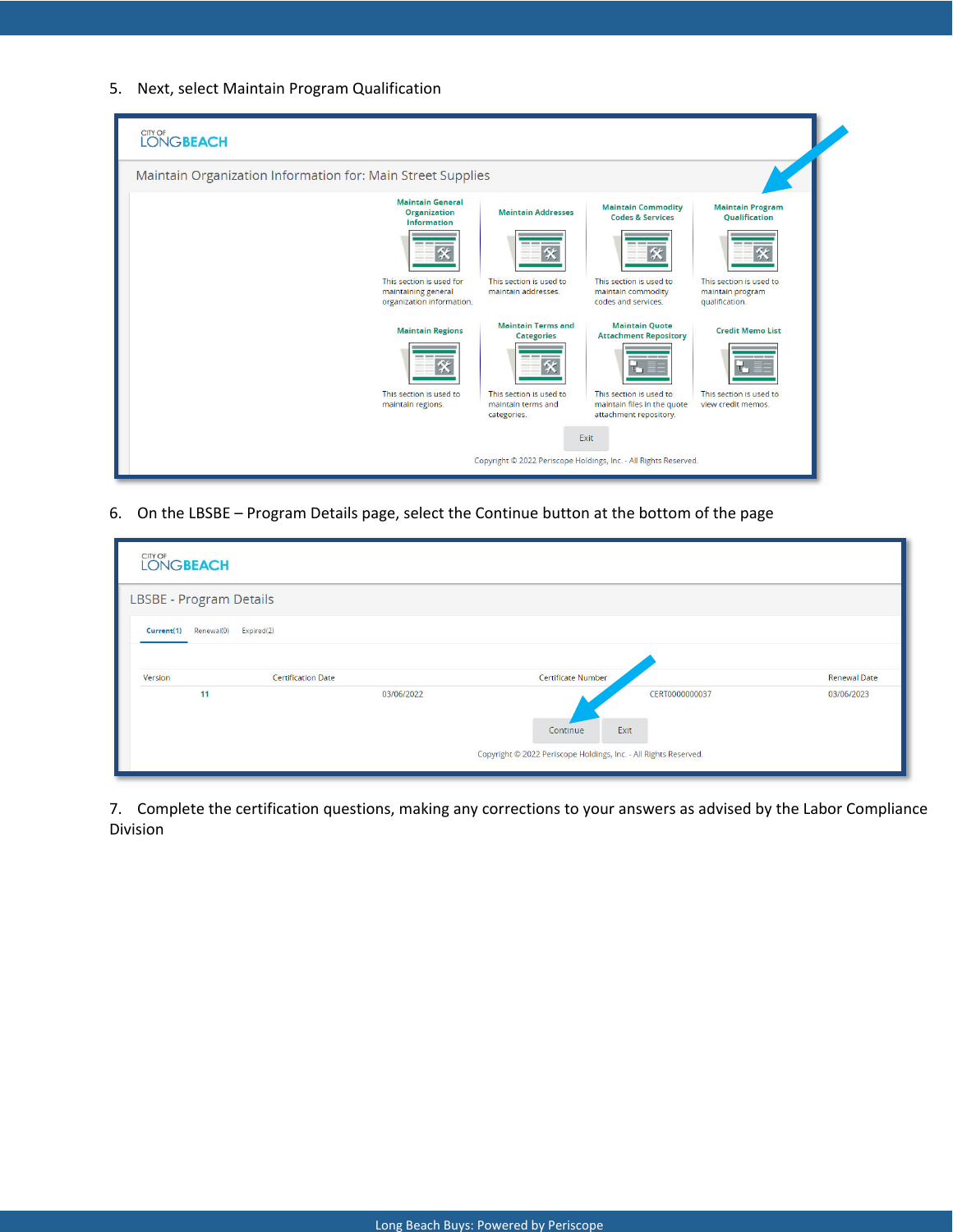5. Next, select Maintain Program Qualification

CITY OF LONG BEACH

Maintain Organization Information for: Main Street Supplies

Maintain General Organization Information
This section is used for maintaining general organization information.

Maintain Addresses
This section is used to maintain addresses.

Maintain Commodity Codes & Services
This section is used to maintain commodity codes and services.

Maintain Program Qualification
This section is used to maintain program qualification.

Maintain Regions
This section is used to maintain regions.

Maintain Terms and Categories
This section is used to maintain terms and categories.

Maintain Quote Attachment Repository
This section is used to maintain files in the quote attachment repository.

Credit Memo List
This section is used to view credit memos.

Exit

Copyright © 2022 Periscope Holdings, Inc. - All Rights Reserved.

6. On the LBSBE – Program Details page, select the Continue button at the bottom of the page

CITY OF LONG BEACH

LBSBE - Program Details

Current(1) Renewal(0) Expired(2)

| Version | Certification Date | Certificate Number | Renewal Date |
|---|---|---|---|
| 11 | 03/06/2022 | CERT0000000037 | 03/06/2023 |

Continue Exit

Copyright © 2022 Periscope Holdings, Inc. - All Rights Reserved.

7. Complete the certification questions, making any corrections to your answers as advised by the Labor Compliance Division